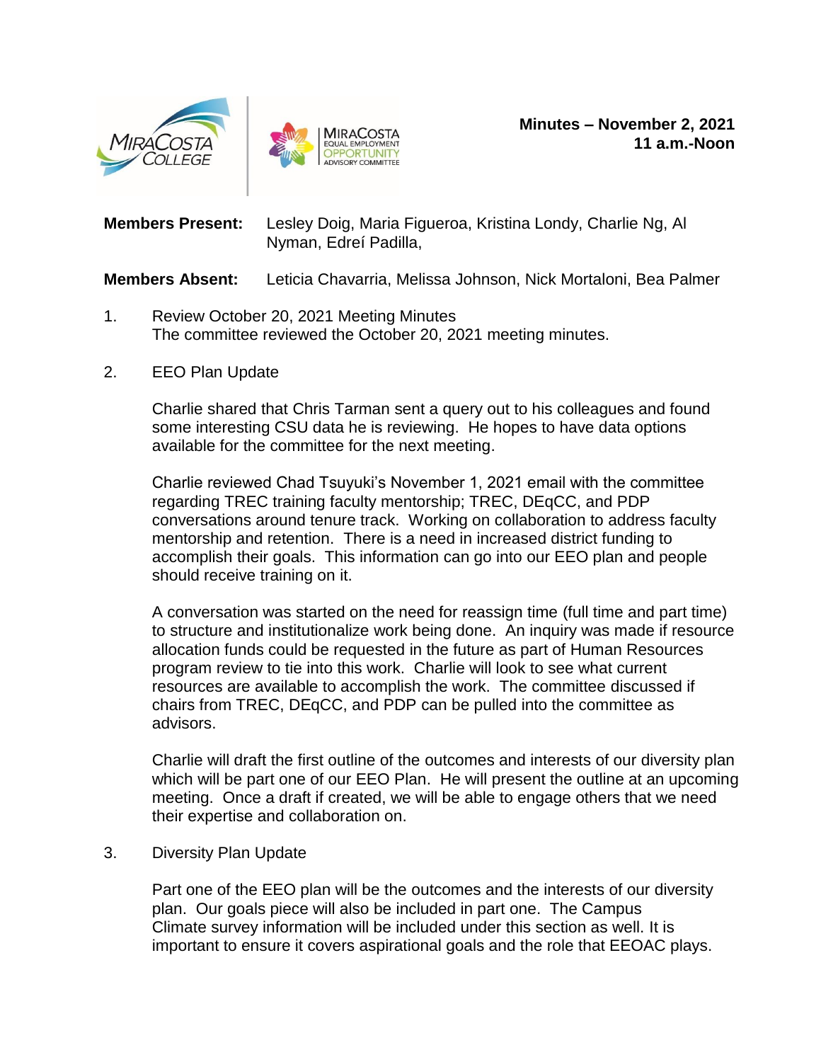**Minutes – November 2, 2021**
**11 a.m.-Noon**

**Members Present:** Lesley Doig, Maria Figueroa, Kristina Londy, Charlie Ng, Al Nyman, Edreí Padilla,

**Members Absent:** Leticia Chavarria, Melissa Johnson, Nick Mortaloni, Bea Palmer

1. Review October 20, 2021 Meeting Minutes
   The committee reviewed the October 20, 2021 meeting minutes.

2. EEO Plan Update

   Charlie shared that Chris Tarman sent a query out to his colleagues and found some interesting CSU data he is reviewing. He hopes to have data options available for the committee for the next meeting.

   Charlie reviewed Chad Tsuyuki's November 1, 2021 email with the committee regarding TREC training faculty mentorship; TREC, DEqCC, and PDP conversations around tenure track. Working on collaboration to address faculty mentorship and retention. There is a need in increased district funding to accomplish their goals. This information can go into our EEO plan and people should receive training on it.

   A conversation was started on the need for reassign time (full time and part time) to structure and institutionalize work being done. An inquiry was made if resource allocation funds could be requested in the future as part of Human Resources program review to tie into this work. Charlie will look to see what current resources are available to accomplish the work. The committee discussed if chairs from TREC, DEqCC, and PDP can be pulled into the committee as advisors.

   Charlie will draft the first outline of the outcomes and interests of our diversity plan which will be part one of our EEO Plan. He will present the outline at an upcoming meeting. Once a draft if created, we will be able to engage others that we need their expertise and collaboration on.

3. Diversity Plan Update

   Part one of the EEO plan will be the outcomes and the interests of our diversity plan. Our goals piece will also be included in part one. The Campus Climate survey information will be included under this section as well. It is important to ensure it covers aspirational goals and the role that EEOAC plays.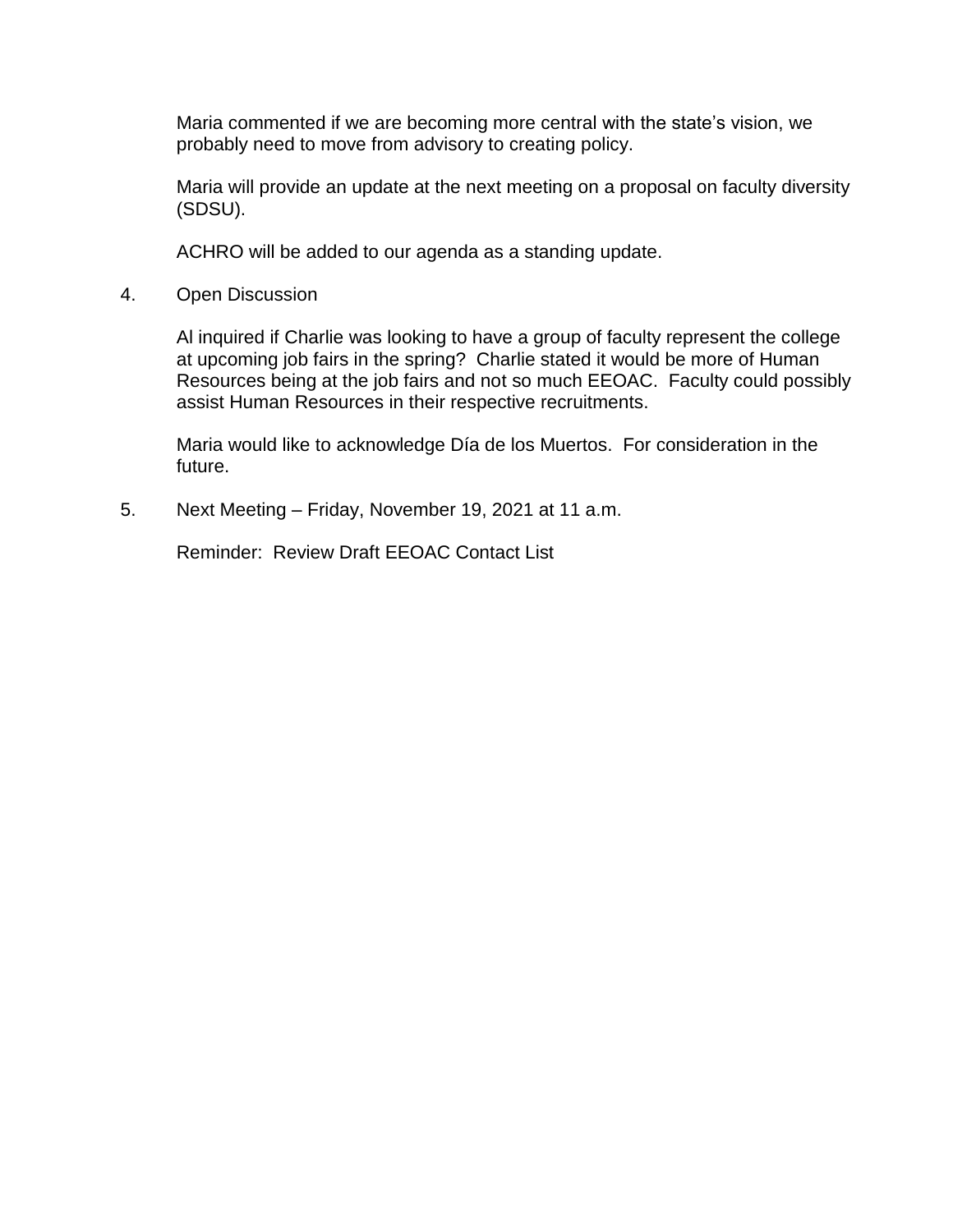Maria commented if we are becoming more central with the state's vision, we probably need to move from advisory to creating policy.

Maria will provide an update at the next meeting on a proposal on faculty diversity (SDSU).

ACHRO will be added to our agenda as a standing update.

4. Open Discussion

   Al inquired if Charlie was looking to have a group of faculty represent the college at upcoming job fairs in the spring? Charlie stated it would be more of Human Resources being at the job fairs and not so much EEOAC. Faculty could possibly assist Human Resources in their respective recruitments.

   Maria would like to acknowledge Día de los Muertos. For consideration in the future.

5. Next Meeting – Friday, November 19, 2021 at 11 a.m.

   Reminder: Review Draft EEOAC Contact List